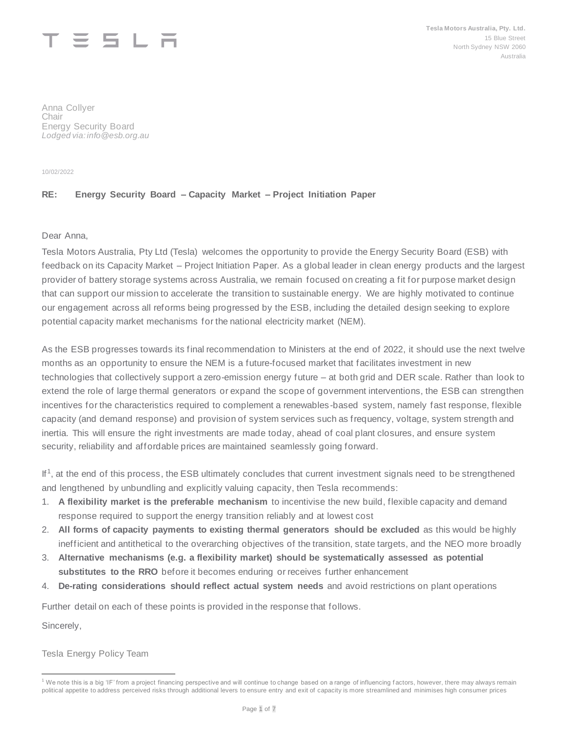TESLA

**Tesla Motors Australia, Pty. Ltd.**
15 Blue Street
North Sydney NSW 2060
Australia

Anna Collyer
Chair
Energy Security Board
*Lodged via: info@esb.org.au*

10/02/2022

**RE: Energy Security Board – Capacity Market – Project Initiation Paper**

Dear Anna,

Tesla Motors Australia, Pty Ltd (Tesla) welcomes the opportunity to provide the Energy Security Board (ESB) with feedback on its Capacity Market – Project Initiation Paper. As a global leader in clean energy products and the largest provider of battery storage systems across Australia, we remain focused on creating a fit for purpose market design that can support our mission to accelerate the transition to sustainable energy. We are highly motivated to continue our engagement across all reforms being progressed by the ESB, including the detailed design seeking to explore potential capacity market mechanisms for the national electricity market (NEM).

As the ESB progresses towards its final recommendation to Ministers at the end of 2022, it should use the next twelve months as an opportunity to ensure the NEM is a future-focused market that facilitates investment in new technologies that collectively support a zero-emission energy future – at both grid and DER scale. Rather than look to extend the role of large thermal generators or expand the scope of government interventions, the ESB can strengthen incentives for the characteristics required to complement a renewables-based system, namely fast response, flexible capacity (and demand response) and provision of system services such as frequency, voltage, system strength and inertia. This will ensure the right investments are made today, ahead of coal plant closures, and ensure system security, reliability and affordable prices are maintained seamlessly going forward.

If[1], at the end of this process, the ESB ultimately concludes that current investment signals need to be strengthened and lengthened by unbundling and explicitly valuing capacity, then Tesla recommends:

1. **A flexibility market is the preferable mechanism** to incentivise the new build, flexible capacity and demand response required to support the energy transition reliably and at lowest cost
2. **All forms of capacity payments to existing thermal generators should be excluded** as this would be highly inefficient and antithetical to the overarching objectives of the transition, state targets, and the NEO more broadly
3. **Alternative mechanisms (e.g. a flexibility market) should be systematically assessed as potential substitutes to the RRO** before it becomes enduring or receives further enhancement
4. **De-rating considerations should reflect actual system needs** and avoid restrictions on plant operations

Further detail on each of these points is provided in the response that follows.

Sincerely,

Tesla Energy Policy Team

[1] We note this is a big 'IF' from a project financing perspective and will continue to change based on a range of influencing factors, however, there may always remain political appetite to address perceived risks through additional levers to ensure entry and exit of capacity is more streamlined and minimises high consumer prices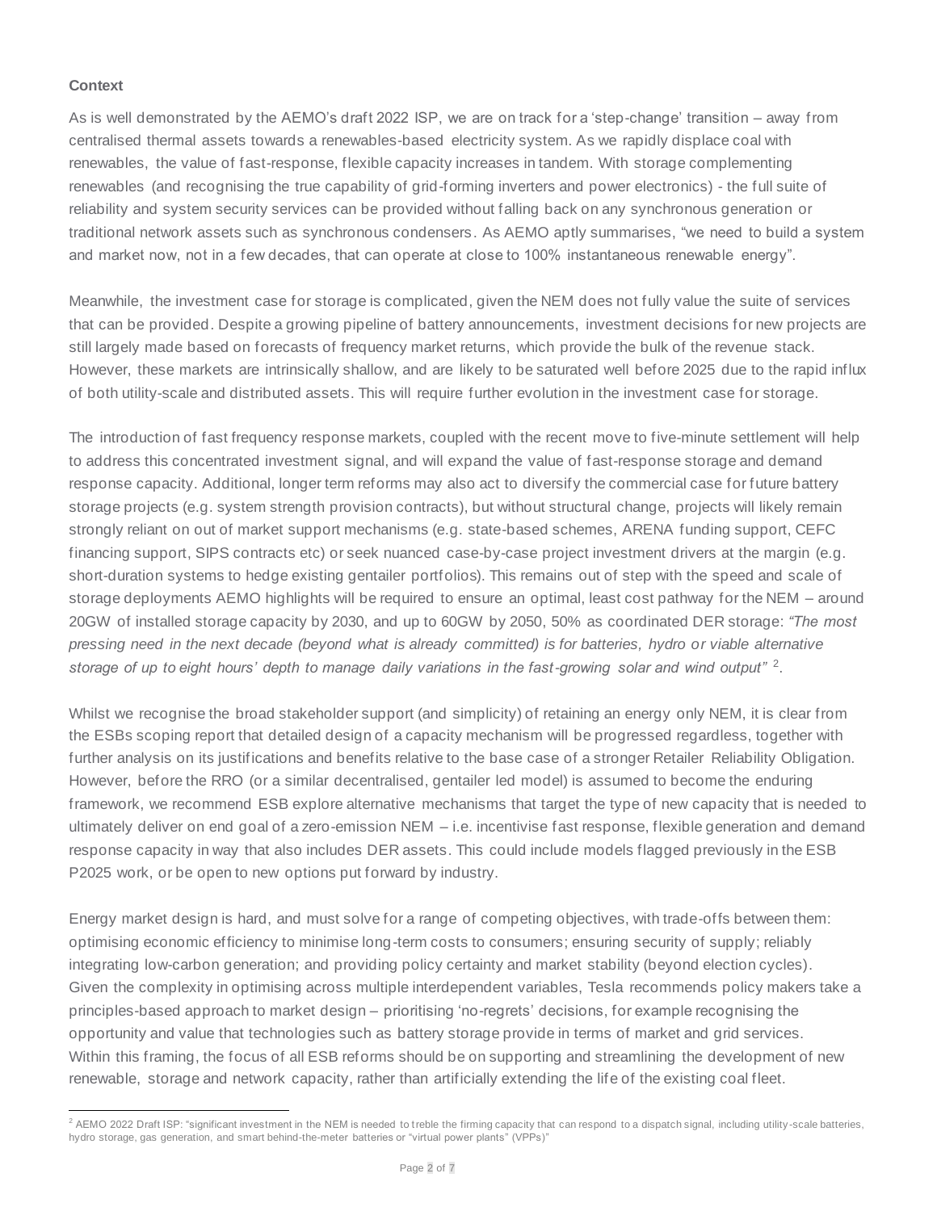**Context**

As is well demonstrated by the AEMO's draft 2022 ISP, we are on track for a 'step-change' transition – away from centralised thermal assets towards a renewables-based electricity system. As we rapidly displace coal with renewables, the value of fast-response, flexible capacity increases in tandem. With storage complementing renewables (and recognising the true capability of grid-forming inverters and power electronics) - the full suite of reliability and system security services can be provided without falling back on any synchronous generation or traditional network assets such as synchronous condensers. As AEMO aptly summarises, "we need to build a system and market now, not in a few decades, that can operate at close to 100% instantaneous renewable energy".

Meanwhile, the investment case for storage is complicated, given the NEM does not fully value the suite of services that can be provided. Despite a growing pipeline of battery announcements, investment decisions for new projects are still largely made based on forecasts of frequency market returns, which provide the bulk of the revenue stack. However, these markets are intrinsically shallow, and are likely to be saturated well before 2025 due to the rapid influx of both utility-scale and distributed assets. This will require further evolution in the investment case for storage.

The introduction of fast frequency response markets, coupled with the recent move to five-minute settlement will help to address this concentrated investment signal, and will expand the value of fast-response storage and demand response capacity. Additional, longer term reforms may also act to diversify the commercial case for future battery storage projects (e.g. system strength provision contracts), but without structural change, projects will likely remain strongly reliant on out of market support mechanisms (e.g. state-based schemes, ARENA funding support, CEFC financing support, SIPS contracts etc) or seek nuanced case-by-case project investment drivers at the margin (e.g. short-duration systems to hedge existing gentailer portfolios). This remains out of step with the speed and scale of storage deployments AEMO highlights will be required to ensure an optimal, least cost pathway for the NEM – around 20GW of installed storage capacity by 2030, and up to 60GW by 2050, 50% as coordinated DER storage: *"The most pressing need in the next decade (beyond what is already committed) is for batteries, hydro or viable alternative storage of up to eight hours' depth to manage daily variations in the fast-growing solar and wind output"* [2].

Whilst we recognise the broad stakeholder support (and simplicity) of retaining an energy only NEM, it is clear from the ESBs scoping report that detailed design of a capacity mechanism will be progressed regardless, together with further analysis on its justifications and benefits relative to the base case of a stronger Retailer Reliability Obligation. However, before the RRO (or a similar decentralised, gentailer led model) is assumed to become the enduring framework, we recommend ESB explore alternative mechanisms that target the type of new capacity that is needed to ultimately deliver on end goal of a zero-emission NEM – i.e. incentivise fast response, flexible generation and demand response capacity in way that also includes DER assets. This could include models flagged previously in the ESB P2025 work, or be open to new options put forward by industry.

Energy market design is hard, and must solve for a range of competing objectives, with trade-offs between them: optimising economic efficiency to minimise long-term costs to consumers; ensuring security of supply; reliably integrating low-carbon generation; and providing policy certainty and market stability (beyond election cycles). Given the complexity in optimising across multiple interdependent variables, Tesla recommends policy makers take a principles-based approach to market design – prioritising 'no-regrets' decisions, for example recognising the opportunity and value that technologies such as battery storage provide in terms of market and grid services. Within this framing, the focus of all ESB reforms should be on supporting and streamlining the development of new renewable, storage and network capacity, rather than artificially extending the life of the existing coal fleet.

---

[2] AEMO 2022 Draft ISP: "significant investment in the NEM is needed to treble the firming capacity that can respond to a dispatch signal, including utility-scale batteries, hydro storage, gas generation, and smart behind-the-meter batteries or "virtual power plants" (VPPs)"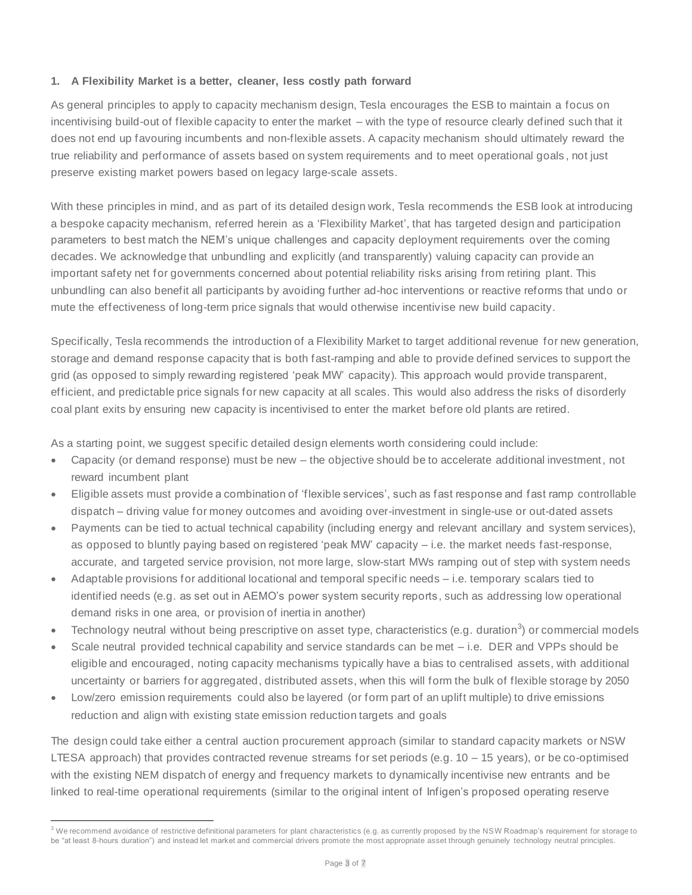### 1. A Flexibility Market is a better, cleaner, less costly path forward

As general principles to apply to capacity mechanism design, Tesla encourages the ESB to maintain a focus on incentivising build-out of flexible capacity to enter the market – with the type of resource clearly defined such that it does not end up favouring incumbents and non-flexible assets. A capacity mechanism should ultimately reward the true reliability and performance of assets based on system requirements and to meet operational goals, not just preserve existing market powers based on legacy large-scale assets.

With these principles in mind, and as part of its detailed design work, Tesla recommends the ESB look at introducing a bespoke capacity mechanism, referred herein as a 'Flexibility Market', that has targeted design and participation parameters to best match the NEM's unique challenges and capacity deployment requirements over the coming decades. We acknowledge that unbundling and explicitly (and transparently) valuing capacity can provide an important safety net for governments concerned about potential reliability risks arising from retiring plant. This unbundling can also benefit all participants by avoiding further ad-hoc interventions or reactive reforms that undo or mute the effectiveness of long-term price signals that would otherwise incentivise new build capacity.

Specifically, Tesla recommends the introduction of a Flexibility Market to target additional revenue for new generation, storage and demand response capacity that is both fast-ramping and able to provide defined services to support the grid (as opposed to simply rewarding registered 'peak MW' capacity). This approach would provide transparent, efficient, and predictable price signals for new capacity at all scales. This would also address the risks of disorderly coal plant exits by ensuring new capacity is incentivised to enter the market before old plants are retired.

As a starting point, we suggest specific detailed design elements worth considering could include:

- Capacity (or demand response) must be new – the objective should be to accelerate additional investment, not reward incumbent plant
- Eligible assets must provide a combination of 'flexible services', such as fast response and fast ramp controllable dispatch – driving value for money outcomes and avoiding over-investment in single-use or out-dated assets
- Payments can be tied to actual technical capability (including energy and relevant ancillary and system services), as opposed to bluntly paying based on registered 'peak MW' capacity – i.e. the market needs fast-response, accurate, and targeted service provision, not more large, slow-start MWs ramping out of step with system needs
- Adaptable provisions for additional locational and temporal specific needs – i.e. temporary scalars tied to identified needs (e.g. as set out in AEMO's power system security reports, such as addressing low operational demand risks in one area, or provision of inertia in another)
- Technology neutral without being prescriptive on asset type, characteristics (e.g. duration[3]) or commercial models
- Scale neutral provided technical capability and service standards can be met – i.e. DER and VPPs should be eligible and encouraged, noting capacity mechanisms typically have a bias to centralised assets, with additional uncertainty or barriers for aggregated, distributed assets, when this will form the bulk of flexible storage by 2050
- Low/zero emission requirements could also be layered (or form part of an uplift multiple) to drive emissions reduction and align with existing state emission reduction targets and goals

The design could take either a central auction procurement approach (similar to standard capacity markets or NSW LTESA approach) that provides contracted revenue streams for set periods (e.g. 10 – 15 years), or be co-optimised with the existing NEM dispatch of energy and frequency markets to dynamically incentivise new entrants and be linked to real-time operational requirements (similar to the original intent of Infigen's proposed operating reserve

[3] We recommend avoidance of restrictive definitional parameters for plant characteristics (e.g. as currently proposed by the NSW Roadmap's requirement for storage to be "at least 8-hours duration") and instead let market and commercial drivers promote the most appropriate asset through genuinely technology neutral principles.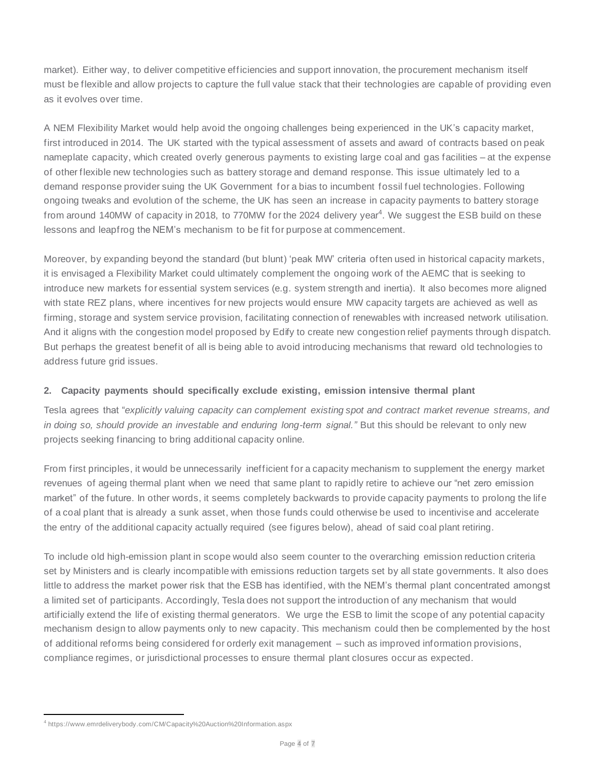market). Either way, to deliver competitive efficiencies and support innovation, the procurement mechanism itself must be flexible and allow projects to capture the full value stack that their technologies are capable of providing even as it evolves over time.

A NEM Flexibility Market would help avoid the ongoing challenges being experienced in the UK's capacity market, first introduced in 2014. The UK started with the typical assessment of assets and award of contracts based on peak nameplate capacity, which created overly generous payments to existing large coal and gas facilities – at the expense of other flexible new technologies such as battery storage and demand response. This issue ultimately led to a demand response provider suing the UK Government for a bias to incumbent fossil fuel technologies. Following ongoing tweaks and evolution of the scheme, the UK has seen an increase in capacity payments to battery storage from around 140MW of capacity in 2018, to 770MW for the 2024 delivery year[4]. We suggest the ESB build on these lessons and leapfrog the NEM's mechanism to be fit for purpose at commencement.

Moreover, by expanding beyond the standard (but blunt) 'peak MW' criteria often used in historical capacity markets, it is envisaged a Flexibility Market could ultimately complement the ongoing work of the AEMC that is seeking to introduce new markets for essential system services (e.g. system strength and inertia). It also becomes more aligned with state REZ plans, where incentives for new projects would ensure MW capacity targets are achieved as well as firming, storage and system service provision, facilitating connection of renewables with increased network utilisation. And it aligns with the congestion model proposed by Edify to create new congestion relief payments through dispatch. But perhaps the greatest benefit of all is being able to avoid introducing mechanisms that reward old technologies to address future grid issues.

#### 2. Capacity payments should specifically exclude existing, emission intensive thermal plant

Tesla agrees that "*explicitly valuing capacity can complement existing spot and contract market revenue streams, and in doing so, should provide an investable and enduring long-term signal.*" But this should be relevant to only new projects seeking financing to bring additional capacity online.

From first principles, it would be unnecessarily inefficient for a capacity mechanism to supplement the energy market revenues of ageing thermal plant when we need that same plant to rapidly retire to achieve our "net zero emission market" of the future. In other words, it seems completely backwards to provide capacity payments to prolong the life of a coal plant that is already a sunk asset, when those funds could otherwise be used to incentivise and accelerate the entry of the additional capacity actually required (see figures below), ahead of said coal plant retiring.

To include old high-emission plant in scope would also seem counter to the overarching emission reduction criteria set by Ministers and is clearly incompatible with emissions reduction targets set by all state governments. It also does little to address the market power risk that the ESB has identified, with the NEM's thermal plant concentrated amongst a limited set of participants. Accordingly, Tesla does not support the introduction of any mechanism that would artificially extend the life of existing thermal generators. We urge the ESB to limit the scope of any potential capacity mechanism design to allow payments only to new capacity. This mechanism could then be complemented by the host of additional reforms being considered for orderly exit management – such as improved information provisions, compliance regimes, or jurisdictional processes to ensure thermal plant closures occur as expected.

[4] https://www.emrdeliverybody.com/CM/Capacity%20Auction%20Information.aspx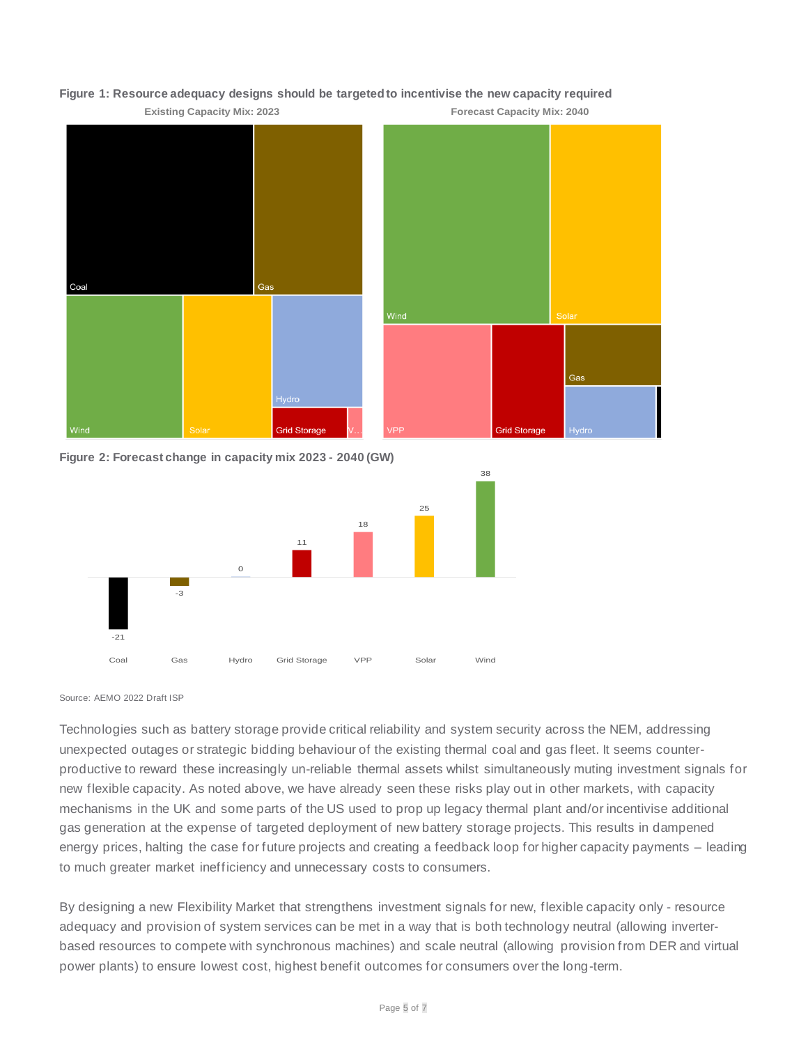**Figure 1: Resource adequacy designs should be targeted to incentivise the new capacity required**

Existing Capacity Mix: 2023

Forecast Capacity Mix: 2040

Coal

Gas

Wind

Solar

Hydro

Grid Storage

V...

Wind

Solar

VPP

Grid Storage

Gas

Hydro

**Figure 2: Forecast change in capacity mix 2023 - 2040 (GW)**

| Coal | Gas | Hydro | Grid Storage | VPP | Solar | Wind |
| --- | --- | --- | --- | --- | --- | --- |
| -21 | -3 | 0 | 11 | 18 | 25 | 38 |

Source: AEMO 2022 Draft ISP

Technologies such as battery storage provide critical reliability and system security across the NEM, addressing unexpected outages or strategic bidding behaviour of the existing thermal coal and gas fleet. It seems counter-productive to reward these increasingly un-reliable thermal assets whilst simultaneously muting investment signals for new flexible capacity. As noted above, we have already seen these risks play out in other markets, with capacity mechanisms in the UK and some parts of the US used to prop up legacy thermal plant and/or incentivise additional gas generation at the expense of targeted deployment of new battery storage projects. This results in dampened energy prices, halting the case for future projects and creating a feedback loop for higher capacity payments – leading to much greater market inefficiency and unnecessary costs to consumers.

By designing a new Flexibility Market that strengthens investment signals for new, flexible capacity only - resource adequacy and provision of system services can be met in a way that is both technology neutral (allowing inverter-based resources to compete with synchronous machines) and scale neutral (allowing provision from DER and virtual power plants) to ensure lowest cost, highest benefit outcomes for consumers over the long-term.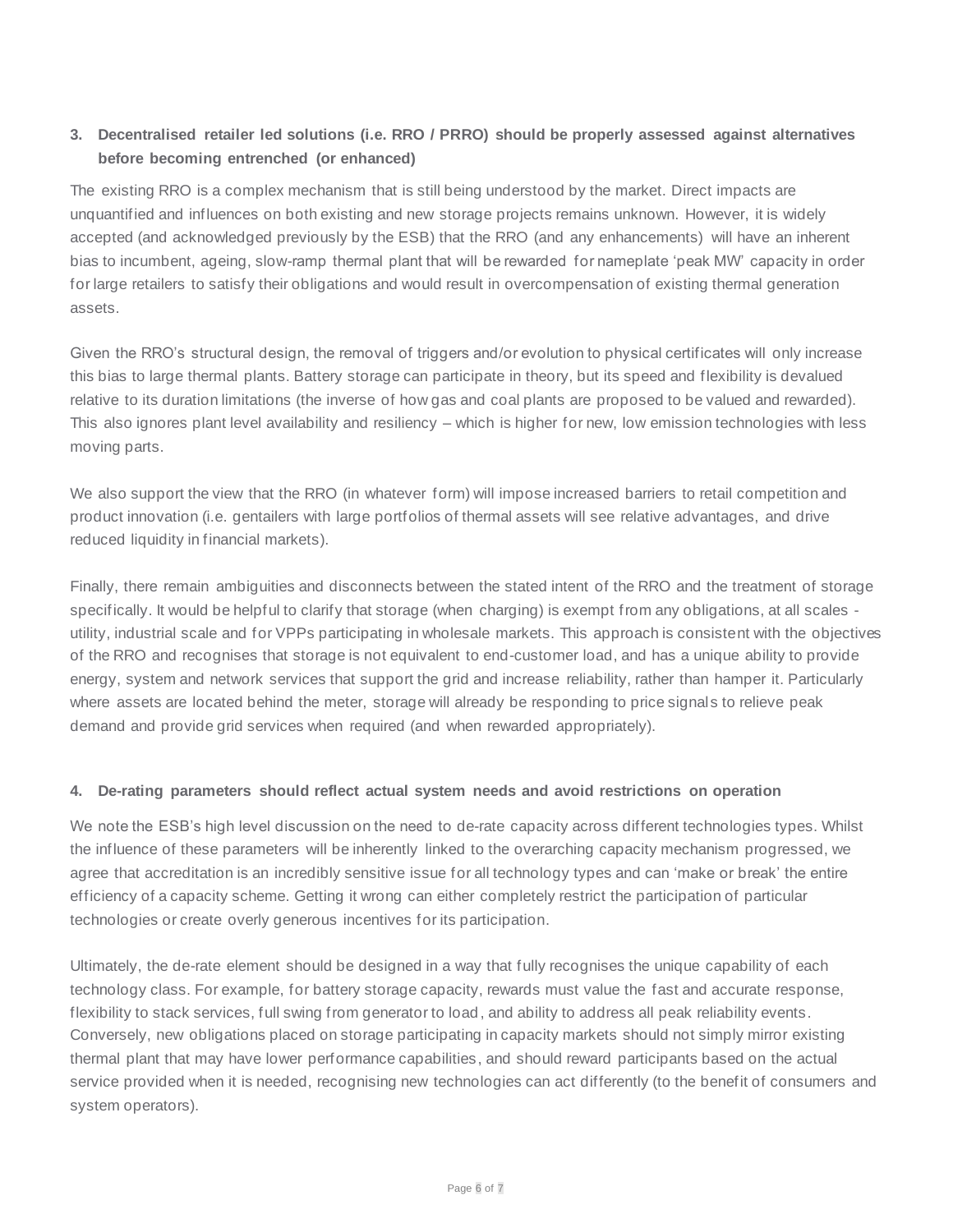### 3. Decentralised retailer led solutions (i.e. RRO / PRRO) should be properly assessed against alternatives before becoming entrenched (or enhanced)

The existing RRO is a complex mechanism that is still being understood by the market. Direct impacts are unquantified and influences on both existing and new storage projects remains unknown. However, it is widely accepted (and acknowledged previously by the ESB) that the RRO (and any enhancements) will have an inherent bias to incumbent, ageing, slow-ramp thermal plant that will be rewarded for nameplate 'peak MW' capacity in order for large retailers to satisfy their obligations and would result in overcompensation of existing thermal generation assets.

Given the RRO's structural design, the removal of triggers and/or evolution to physical certificates will only increase this bias to large thermal plants. Battery storage can participate in theory, but its speed and flexibility is devalued relative to its duration limitations (the inverse of how gas and coal plants are proposed to be valued and rewarded). This also ignores plant level availability and resiliency – which is higher for new, low emission technologies with less moving parts.

We also support the view that the RRO (in whatever form) will impose increased barriers to retail competition and product innovation (i.e. gentailers with large portfolios of thermal assets will see relative advantages, and drive reduced liquidity in financial markets).

Finally, there remain ambiguities and disconnects between the stated intent of the RRO and the treatment of storage specifically. It would be helpful to clarify that storage (when charging) is exempt from any obligations, at all scales - utility, industrial scale and for VPPs participating in wholesale markets. This approach is consistent with the objectives of the RRO and recognises that storage is not equivalent to end-customer load, and has a unique ability to provide energy, system and network services that support the grid and increase reliability, rather than hamper it. Particularly where assets are located behind the meter, storage will already be responding to price signals to relieve peak demand and provide grid services when required (and when rewarded appropriately).

### 4. De-rating parameters should reflect actual system needs and avoid restrictions on operation

We note the ESB's high level discussion on the need to de-rate capacity across different technologies types. Whilst the influence of these parameters will be inherently linked to the overarching capacity mechanism progressed, we agree that accreditation is an incredibly sensitive issue for all technology types and can 'make or break' the entire efficiency of a capacity scheme. Getting it wrong can either completely restrict the participation of particular technologies or create overly generous incentives for its participation.

Ultimately, the de-rate element should be designed in a way that fully recognises the unique capability of each technology class. For example, for battery storage capacity, rewards must value the fast and accurate response, flexibility to stack services, full swing from generator to load, and ability to address all peak reliability events. Conversely, new obligations placed on storage participating in capacity markets should not simply mirror existing thermal plant that may have lower performance capabilities, and should reward participants based on the actual service provided when it is needed, recognising new technologies can act differently (to the benefit of consumers and system operators).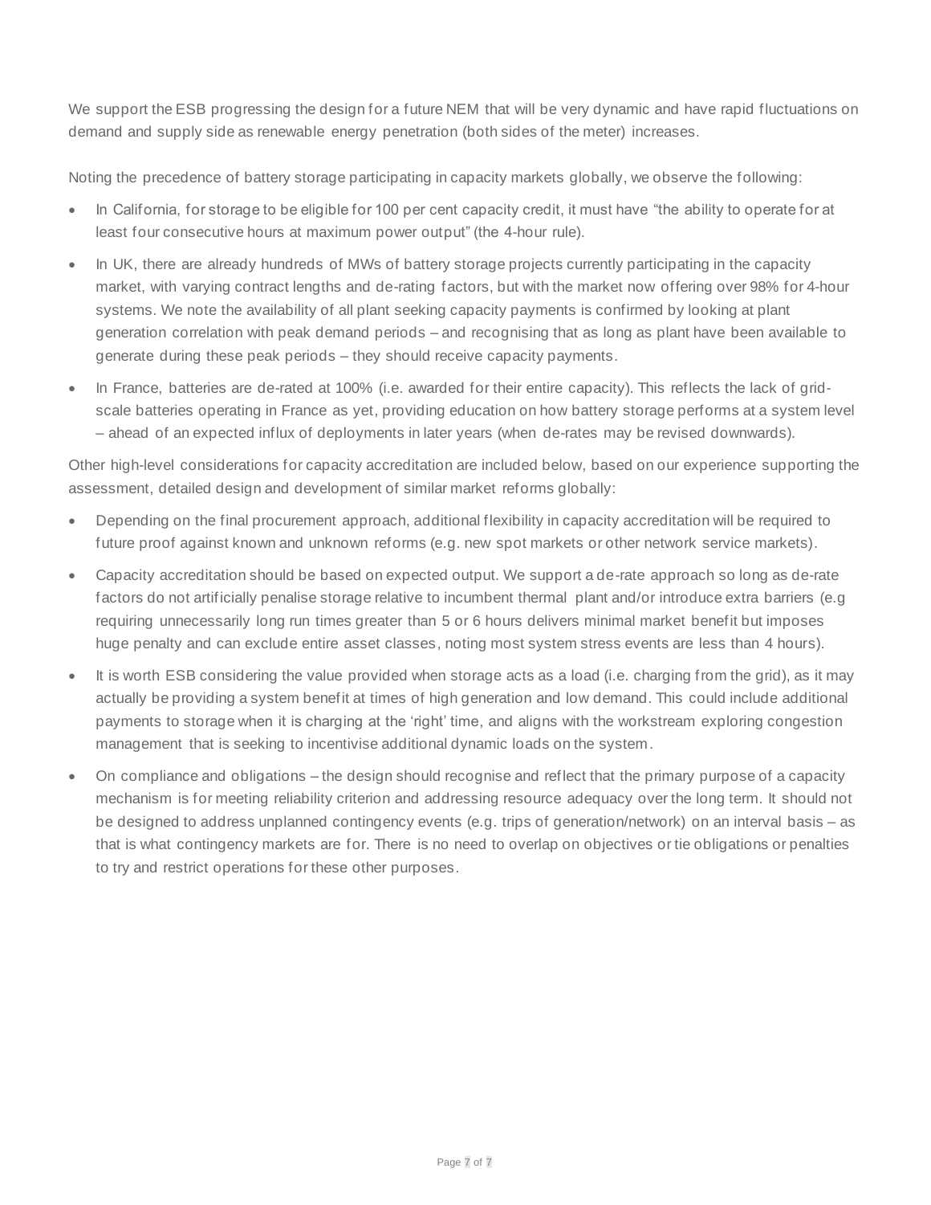We support the ESB progressing the design for a future NEM that will be very dynamic and have rapid fluctuations on demand and supply side as renewable energy penetration (both sides of the meter) increases.

Noting the precedence of battery storage participating in capacity markets globally, we observe the following:

- In California, for storage to be eligible for 100 per cent capacity credit, it must have "the ability to operate for at least four consecutive hours at maximum power output" (the 4-hour rule).
- In UK, there are already hundreds of MWs of battery storage projects currently participating in the capacity market, with varying contract lengths and de-rating factors, but with the market now offering over 98% for 4-hour systems. We note the availability of all plant seeking capacity payments is confirmed by looking at plant generation correlation with peak demand periods – and recognising that as long as plant have been available to generate during these peak periods – they should receive capacity payments.
- In France, batteries are de-rated at 100% (i.e. awarded for their entire capacity). This reflects the lack of grid-scale batteries operating in France as yet, providing education on how battery storage performs at a system level – ahead of an expected influx of deployments in later years (when de-rates may be revised downwards).

Other high-level considerations for capacity accreditation are included below, based on our experience supporting the assessment, detailed design and development of similar market reforms globally:

- Depending on the final procurement approach, additional flexibility in capacity accreditation will be required to future proof against known and unknown reforms (e.g. new spot markets or other network service markets).
- Capacity accreditation should be based on expected output. We support a de-rate approach so long as de-rate factors do not artificially penalise storage relative to incumbent thermal plant and/or introduce extra barriers (e.g requiring unnecessarily long run times greater than 5 or 6 hours delivers minimal market benefit but imposes huge penalty and can exclude entire asset classes, noting most system stress events are less than 4 hours).
- It is worth ESB considering the value provided when storage acts as a load (i.e. charging from the grid), as it may actually be providing a system benefit at times of high generation and low demand. This could include additional payments to storage when it is charging at the 'right' time, and aligns with the workstream exploring congestion management that is seeking to incentivise additional dynamic loads on the system.
- On compliance and obligations – the design should recognise and reflect that the primary purpose of a capacity mechanism is for meeting reliability criterion and addressing resource adequacy over the long term. It should not be designed to address unplanned contingency events (e.g. trips of generation/network) on an interval basis – as that is what contingency markets are for. There is no need to overlap on objectives or tie obligations or penalties to try and restrict operations for these other purposes.